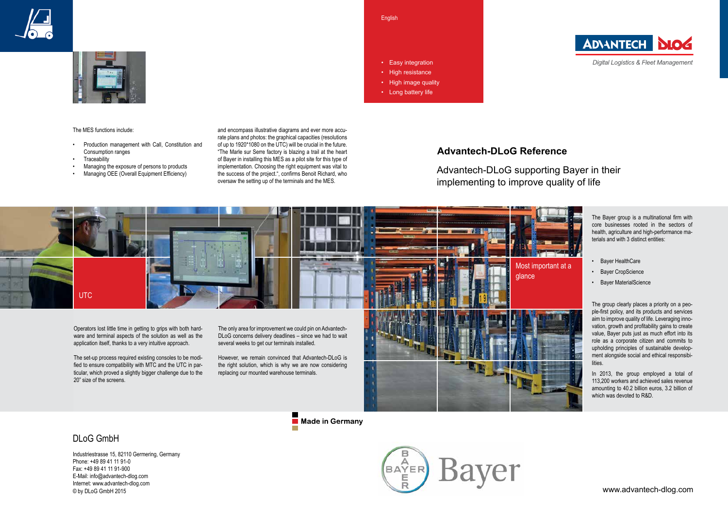English

- Easy integration
- High resistance
- High image quality
- Long battery life

Digital Logistics & Fleet Management

## Advantech-DLoG Reference

Advantech-DLoG supporting Bayer in their implementing to improve quality of life

The Bayer group is a multinational firm with core businesses rooted in the sectors of health, agriculture and high-performance materials and with 3 distinct entities:

- Bayer HealthCare
- Bayer CropScience
- Bayer MaterialScience

The group clearly places a priority on a people-first policy, and its products and services aim to improve quality of life. Leveraging innovation, growth and profitability gains to create value, Bayer puts just as much effort into its role as a corporate citizen and commits to upholding principles of sustainable development alongside social and ethical responsibilities.

In 2013, the group employed a total of 113,200 workers and achieved sales revenue amounting to 40.2 billion euros, 3.2 billion of which was devoted to R&D.

Most important at a glance

UTC

The MES functions include:

- Production management with Call, Constitution and Consumption ranges
- Traceability
- Managing the exposure of persons to products
- Managing OEE (Overall Equipment Efficiency)

and encompass illustrative diagrams and ever more accurate plans and photos: the graphical capacities (resolutions of up to 1920*1080 on the UTC) will be crucial in the future. "The Marle sur Serre factory is blazing a trail at the heart of Bayer in installing this MES as a pilot site for this type of implementation. Choosing the right equipment was vital to the success of the project.", confirms Benoit Richard, who oversaw the setting up of the terminals and the MES.

Operators lost little time in getting to grips with both hardware and terminal aspects of the solution as well as the application itself, thanks to a very intuitive approach.

The set-up process required existing consoles to be modified to ensure compatibility with MTC and the UTC in particular, which proved a slightly bigger challenge due to the 20" size of the screens.

The only area for improvement we could pin on Advantech-DLoG concerns delivery deadlines – since we had to wait several weeks to get our terminals installed.

However, we remain convinced that Advantech-DLoG is the right solution, which is why we are now considering replacing our mounted warehouse terminals.

**Made in Germany**

### DLoG GmbH

Industriestrasse 15, 82110 Germering, Germany
Phone: +49 89 41 11 91-0
Fax: +49 89 41 11 91-900
E-Mail: info@advantech-dlog.com
Internet: www.advantech-dlog.com
© by DLoG GmbH 2015

www.advantech-dlog.com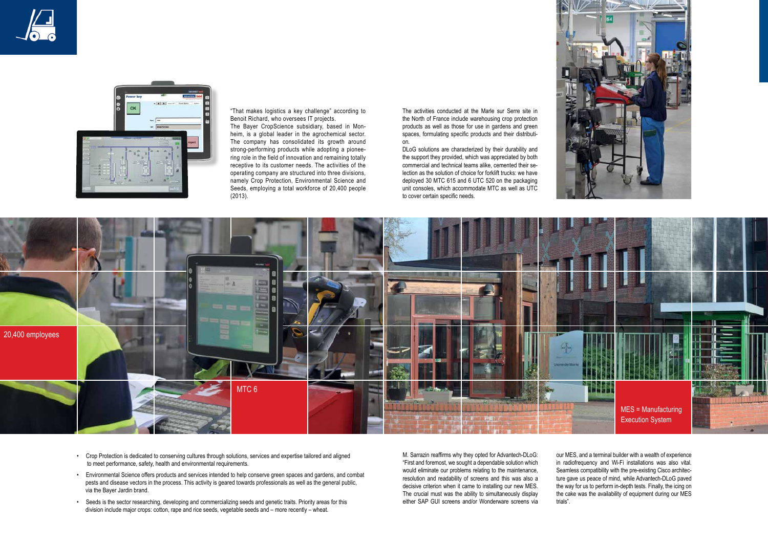"That makes logistics a key challenge" according to Benoit Richard, who oversees IT projects.

The Bayer CropScience subsidiary, based in Monheim, is a global leader in the agrochemical sector. The company has consolidated its growth around strong-performing products while adopting a pioneering role in the field of innovation and remaining totally receptive to its customer needs. The activities of the operating company are structured into three divisions, namely Crop Protection, Environmental Science and Seeds, employing a total workforce of 20,400 people (2013).

The activities conducted at the Marle sur Serre site in the North of France include warehousing crop protection products as well as those for use in gardens and green spaces, formulating specific products and their distribution.

DLoG solutions are characterized by their durability and the support they provided, which was appreciated by both commercial and technical teams alike, cemented their selection as the solution of choice for forklift trucks: we have deployed 30 MTC 615 and 6 UTC 520 on the packaging unit consoles, which accommodate MTC as well as UTC to cover certain specific needs.

20,400 employees

MTC 6

MES = Manufacturing Execution System

- Crop Protection is dedicated to conserving cultures through solutions, services and expertise tailored and aligned to meet performance, safety, health and environmental requirements.
- Environmental Science offers products and services intended to help conserve green spaces and gardens, and combat pests and disease vectors in the process. This activity is geared towards professionals as well as the general public, via the Bayer Jardin brand.
- Seeds is the sector researching, developing and commercializing seeds and genetic traits. Priority areas for this division include major crops: cotton, rape and rice seeds, vegetable seeds and – more recently – wheat.

M. Sarrazin reaffirms why they opted for Advantech-DLoG: "First and foremost, we sought a dependable solution which would eliminate our problems relating to the maintenance, resolution and readability of screens and this was also a decisive criterion when it came to installing our new MES. The crucial must was the ability to simultaneously display either SAP GUI screens and/or Wonderware screens via our MES, and a terminal builder with a wealth of experience in radiofrequency and Wi-Fi installations was also vital. Seamless compatibility with the pre-existing Cisco architecture gave us peace of mind, while Advantech-DLoG paved the way for us to perform in-depth tests. Finally, the icing on the cake was the availability of equipment during our MES trials".